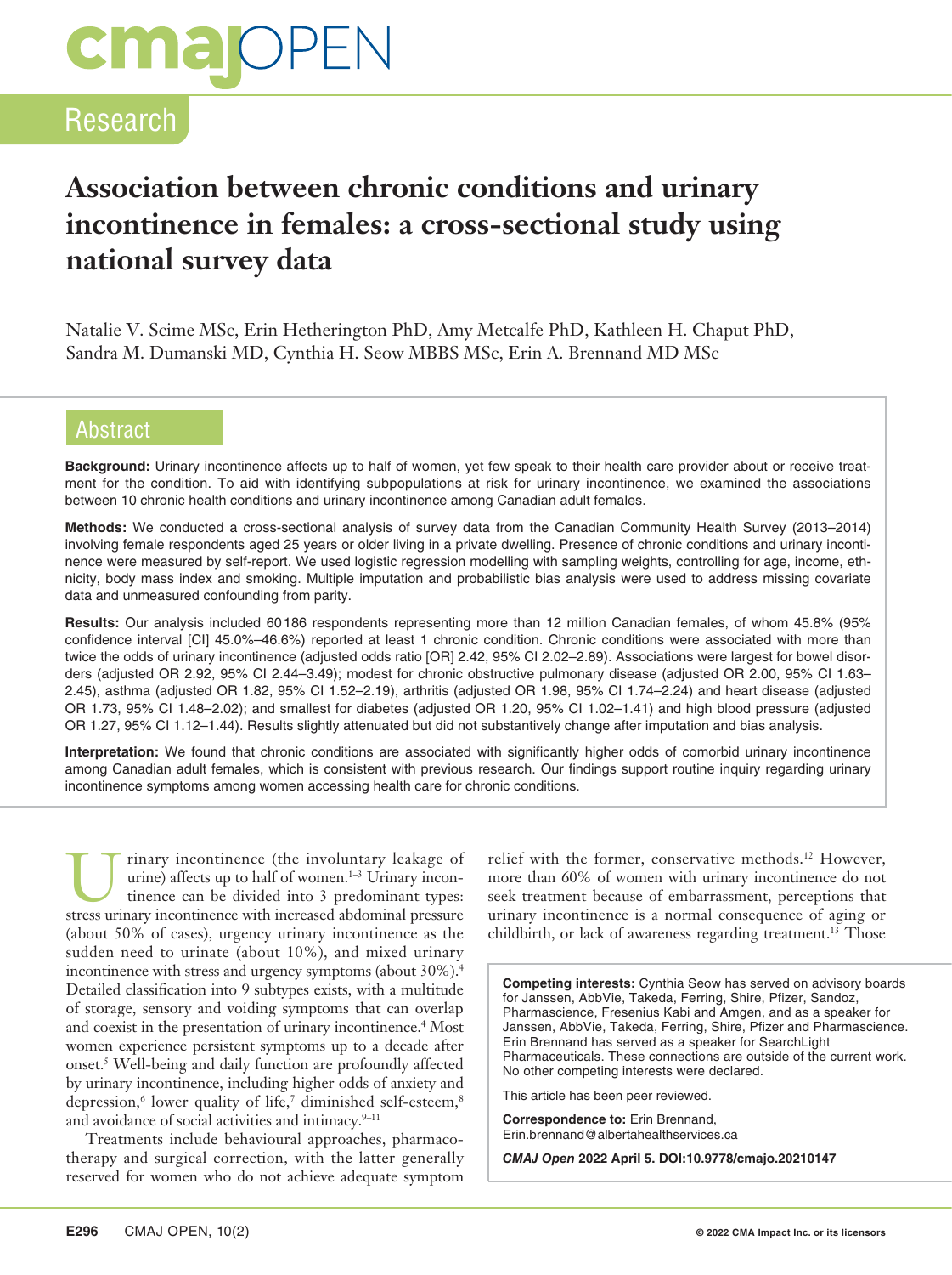Research

# Association between chronic conditions and urinary incontinence in females: a cross-sectional study using national survey data

Natalie V. Scime MSc, Erin Hetherington PhD, Amy Metcalfe PhD, Kathleen H. Chaput PhD, Sandra M. Dumanski MD, Cynthia H. Seow MBBS MSc, Erin A. Brennand MD MSc

## Abstract

**Background:** Urinary incontinence affects up to half of women, yet few speak to their health care provider about or receive treatment for the condition. To aid with identifying subpopulations at risk for urinary incontinence, we examined the associations between 10 chronic health conditions and urinary incontinence among Canadian adult females.

**Methods:** We conducted a cross-sectional analysis of survey data from the Canadian Community Health Survey (2013–2014) involving female respondents aged 25 years or older living in a private dwelling. Presence of chronic conditions and urinary incontinence were measured by self-report. We used logistic regression modelling with sampling weights, controlling for age, income, ethnicity, body mass index and smoking. Multiple imputation and probabilistic bias analysis were used to address missing covariate data and unmeasured confounding from parity.

**Results:** Our analysis included 60 186 respondents representing more than 12 million Canadian females, of whom 45.8% (95% confidence interval [CI] 45.0%–46.6%) reported at least 1 chronic condition. Chronic conditions were associated with more than twice the odds of urinary incontinence (adjusted odds ratio [OR] 2.42, 95% CI 2.02–2.89). Associations were largest for bowel disorders (adjusted OR 2.92, 95% CI 2.44–3.49); modest for chronic obstructive pulmonary disease (adjusted OR 2.00, 95% CI 1.63–2.45), asthma (adjusted OR 1.82, 95% CI 1.52–2.19), arthritis (adjusted OR 1.98, 95% CI 1.74–2.24) and heart disease (adjusted OR 1.73, 95% CI 1.48–2.02); and smallest for diabetes (adjusted OR 1.20, 95% CI 1.02–1.41) and high blood pressure (adjusted OR 1.27, 95% CI 1.12–1.44). Results slightly attenuated but did not substantively change after imputation and bias analysis.

**Interpretation:** We found that chronic conditions are associated with significantly higher odds of comorbid urinary incontinence among Canadian adult females, which is consistent with previous research. Our findings support routine inquiry regarding urinary incontinence symptoms among women accessing health care for chronic conditions.

Urinary incontinence (the involuntary leakage of urine) affects up to half of women.[1–3] Urinary incontinence can be divided into 3 predominant types: stress urinary incontinence with increased abdominal pressure (about 50% of cases), urgency urinary incontinence as the sudden need to urinate (about 10%), and mixed urinary incontinence with stress and urgency symptoms (about 30%).[4] Detailed classification into 9 subtypes exists, with a multitude of storage, sensory and voiding symptoms that can overlap and coexist in the presentation of urinary incontinence.[4] Most women experience persistent symptoms up to a decade after onset.[5] Well-being and daily function are profoundly affected by urinary incontinence, including higher odds of anxiety and depression,[6] lower quality of life,[7] diminished self-esteem,[8] and avoidance of social activities and intimacy.[9–11]

Treatments include behavioural approaches, pharmacotherapy and surgical correction, with the latter generally reserved for women who do not achieve adequate symptom relief with the former, conservative methods.[12] However, more than 60% of women with urinary incontinence do not seek treatment because of embarrassment, perceptions that urinary incontinence is a normal consequence of aging or childbirth, or lack of awareness regarding treatment.[13] Those

**Competing interests:** Cynthia Seow has served on advisory boards for Janssen, AbbVie, Takeda, Ferring, Shire, Pfizer, Sandoz, Pharmascience, Fresenius Kabi and Amgen, and as a speaker for Janssen, AbbVie, Takeda, Ferring, Shire, Pfizer and Pharmascience. Erin Brennand has served as a speaker for SearchLight Pharmaceuticals. These connections are outside of the current work. No other competing interests were declared.

This article has been peer reviewed.

**Correspondence to:** Erin Brennand, Erin.brennand@albertahealthservices.ca

***CMAJ Open*** **2022 April 5. DOI:10.9778/cmajo.20210147**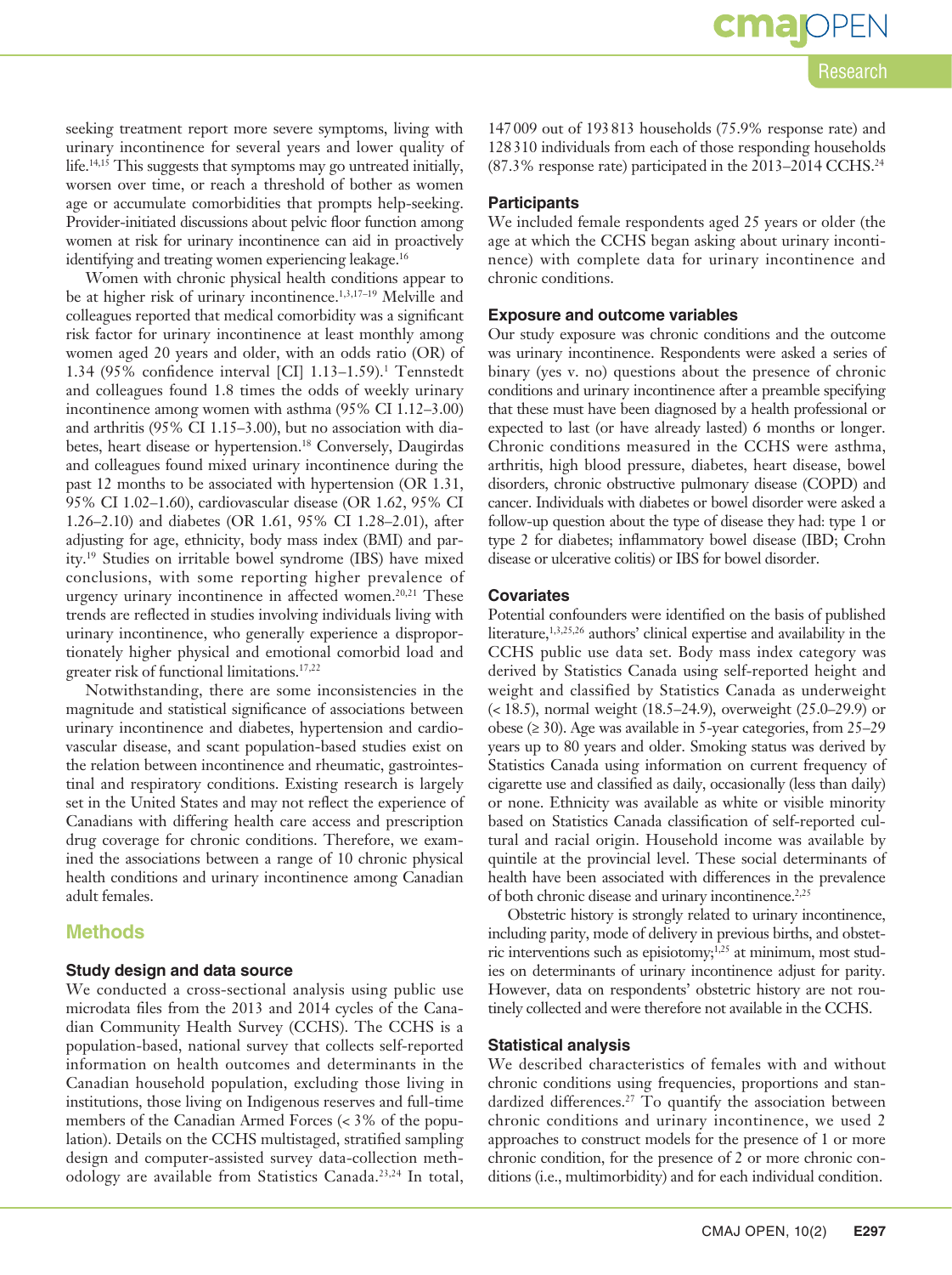seeking treatment report more severe symptoms, living with urinary incontinence for several years and lower quality of life.[14,15] This suggests that symptoms may go untreated initially, worsen over time, or reach a threshold of bother as women age or accumulate comorbidities that prompts help-seeking. Provider-initiated discussions about pelvic floor function among women at risk for urinary incontinence can aid in proactively identifying and treating women experiencing leakage.[16]

Women with chronic physical health conditions appear to be at higher risk of urinary incontinence.[1,3,17–19] Melville and colleagues reported that medical comorbidity was a significant risk factor for urinary incontinence at least monthly among women aged 20 years and older, with an odds ratio (OR) of 1.34 (95% confidence interval [CI] 1.13–1.59).[1] Tennstedt and colleagues found 1.8 times the odds of weekly urinary incontinence among women with asthma (95% CI 1.12–3.00) and arthritis (95% CI 1.15–3.00), but no association with diabetes, heart disease or hypertension.[18] Conversely, Daugirdas and colleagues found mixed urinary incontinence during the past 12 months to be associated with hypertension (OR 1.31, 95% CI 1.02–1.60), cardiovascular disease (OR 1.62, 95% CI 1.26–2.10) and diabetes (OR 1.61, 95% CI 1.28–2.01), after adjusting for age, ethnicity, body mass index (BMI) and parity.[19] Studies on irritable bowel syndrome (IBS) have mixed conclusions, with some reporting higher prevalence of urgency urinary incontinence in affected women.[20,21] These trends are reflected in studies involving individuals living with urinary incontinence, who generally experience a disproportionately higher physical and emotional comorbid load and greater risk of functional limitations.[17,22]

Notwithstanding, there are some inconsistencies in the magnitude and statistical significance of associations between urinary incontinence and diabetes, hypertension and cardiovascular disease, and scant population-based studies exist on the relation between incontinence and rheumatic, gastrointestinal and respiratory conditions. Existing research is largely set in the United States and may not reflect the experience of Canadians with differing health care access and prescription drug coverage for chronic conditions. Therefore, we examined the associations between a range of 10 chronic physical health conditions and urinary incontinence among Canadian adult females.

## Methods

### Study design and data source

We conducted a cross-sectional analysis using public use microdata files from the 2013 and 2014 cycles of the Canadian Community Health Survey (CCHS). The CCHS is a population-based, national survey that collects self-reported information on health outcomes and determinants in the Canadian household population, excluding those living in institutions, those living on Indigenous reserves and full-time members of the Canadian Armed Forces (< 3% of the population). Details on the CCHS multistaged, stratified sampling design and computer-assisted survey data-collection methodology are available from Statistics Canada.[23,24] In total, 147 009 out of 193 813 households (75.9% response rate) and 128 310 individuals from each of those responding households (87.3% response rate) participated in the 2013–2014 CCHS.[24]

### Participants

We included female respondents aged 25 years or older (the age at which the CCHS began asking about urinary incontinence) with complete data for urinary incontinence and chronic conditions.

### Exposure and outcome variables

Our study exposure was chronic conditions and the outcome was urinary incontinence. Respondents were asked a series of binary (yes v. no) questions about the presence of chronic conditions and urinary incontinence after a preamble specifying that these must have been diagnosed by a health professional or expected to last (or have already lasted) 6 months or longer. Chronic conditions measured in the CCHS were asthma, arthritis, high blood pressure, diabetes, heart disease, bowel disorders, chronic obstructive pulmonary disease (COPD) and cancer. Individuals with diabetes or bowel disorder were asked a follow-up question about the type of disease they had: type 1 or type 2 for diabetes; inflammatory bowel disease (IBD; Crohn disease or ulcerative colitis) or IBS for bowel disorder.

### Covariates

Potential confounders were identified on the basis of published literature,[1,3,25,26] authors' clinical expertise and availability in the CCHS public use data set. Body mass index category was derived by Statistics Canada using self-reported height and weight and classified by Statistics Canada as underweight (< 18.5), normal weight (18.5–24.9), overweight (25.0–29.9) or obese (≥ 30). Age was available in 5-year categories, from 25–29 years up to 80 years and older. Smoking status was derived by Statistics Canada using information on current frequency of cigarette use and classified as daily, occasionally (less than daily) or none. Ethnicity was available as white or visible minority based on Statistics Canada classification of self-reported cultural and racial origin. Household income was available by quintile at the provincial level. These social determinants of health have been associated with differences in the prevalence of both chronic disease and urinary incontinence.[2,25]

Obstetric history is strongly related to urinary incontinence, including parity, mode of delivery in previous births, and obstetric interventions such as episiotomy;[1,25] at minimum, most studies on determinants of urinary incontinence adjust for parity. However, data on respondents' obstetric history are not routinely collected and were therefore not available in the CCHS.

### Statistical analysis

We described characteristics of females with and without chronic conditions using frequencies, proportions and standardized differences.[27] To quantify the association between chronic conditions and urinary incontinence, we used 2 approaches to construct models for the presence of 1 or more chronic condition, for the presence of 2 or more chronic conditions (i.e., multimorbidity) and for each individual condition.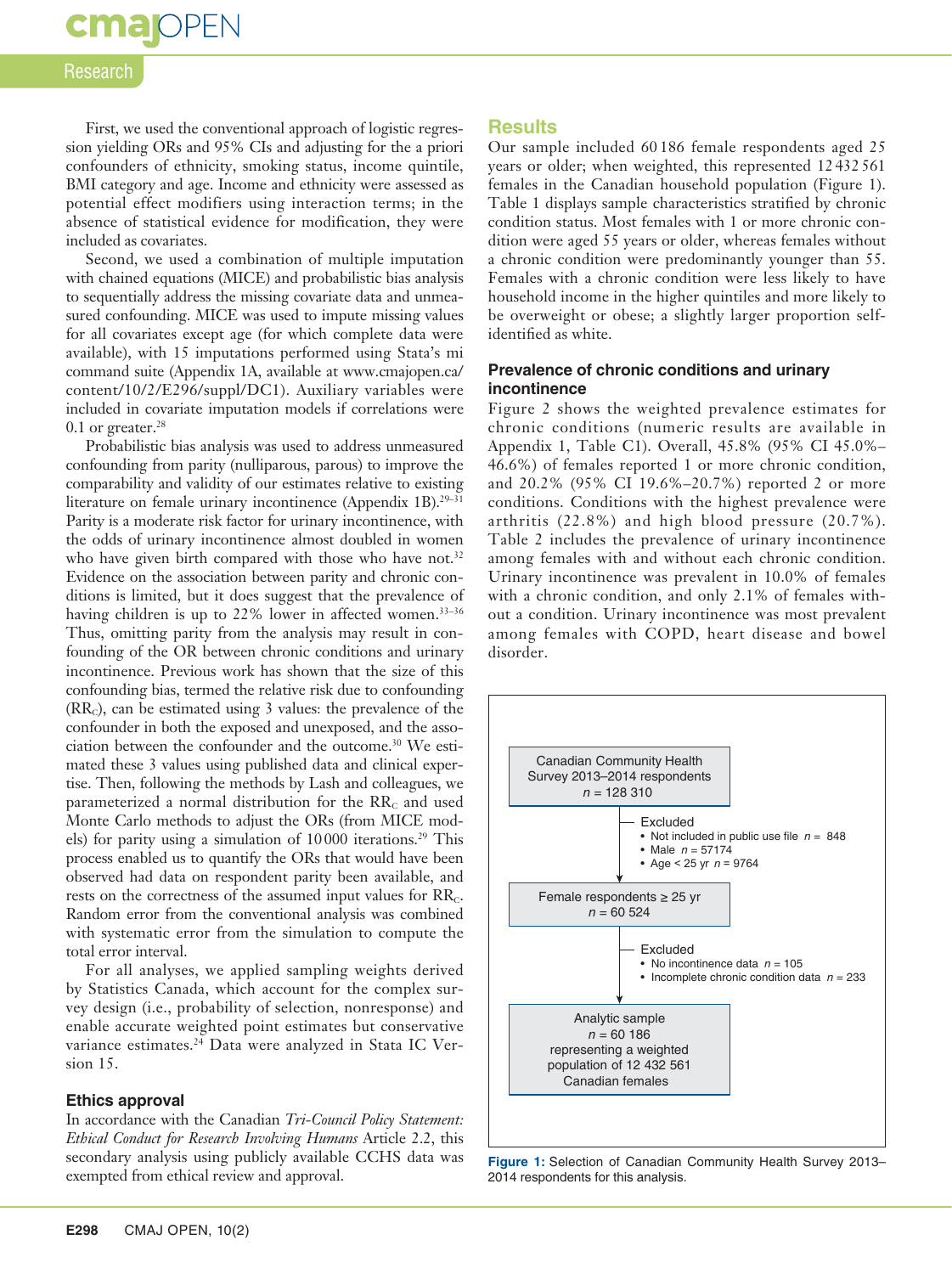First, we used the conventional approach of logistic regression yielding ORs and 95% CIs and adjusting for the a priori confounders of ethnicity, smoking status, income quintile, BMI category and age. Income and ethnicity were assessed as potential effect modifiers using interaction terms; in the absence of statistical evidence for modification, they were included as covariates.

Second, we used a combination of multiple imputation with chained equations (MICE) and probabilistic bias analysis to sequentially address the missing covariate data and unmeasured confounding. MICE was used to impute missing values for all covariates except age (for which complete data were available), with 15 imputations performed using Stata's mi command suite (Appendix 1A, available at www.cmajopen.ca/content/10/2/E296/suppl/DC1). Auxiliary variables were included in covariate imputation models if correlations were 0.1 or greater.[28]

Probabilistic bias analysis was used to address unmeasured confounding from parity (nulliparous, parous) to improve the comparability and validity of our estimates relative to existing literature on female urinary incontinence (Appendix 1B).[29–31] Parity is a moderate risk factor for urinary incontinence, with the odds of urinary incontinence almost doubled in women who have given birth compared with those who have not.[32] Evidence on the association between parity and chronic conditions is limited, but it does suggest that the prevalence of having children is up to 22% lower in affected women.[33–36] Thus, omitting parity from the analysis may result in confounding of the OR between chronic conditions and urinary incontinence. Previous work has shown that the size of this confounding bias, termed the relative risk due to confounding ($RR_C$), can be estimated using 3 values: the prevalence of the confounder in both the exposed and unexposed, and the association between the confounder and the outcome.[30] We estimated these 3 values using published data and clinical expertise. Then, following the methods by Lash and colleagues, we parameterized a normal distribution for the $RR_C$ and used Monte Carlo methods to adjust the ORs (from MICE models) for parity using a simulation of 10 000 iterations.[29] This process enabled us to quantify the ORs that would have been observed had data on respondent parity been available, and rests on the correctness of the assumed input values for $RR_C$. Random error from the conventional analysis was combined with systematic error from the simulation to compute the total error interval.

For all analyses, we applied sampling weights derived by Statistics Canada, which account for the complex survey design (i.e., probability of selection, nonresponse) and enable accurate weighted point estimates but conservative variance estimates.[24] Data were analyzed in Stata IC Version 15.

### Ethics approval

In accordance with the Canadian *Tri-Council Policy Statement: Ethical Conduct for Research Involving Humans* Article 2.2, this secondary analysis using publicly available CCHS data was exempted from ethical review and approval.

## Results

Our sample included 60 186 female respondents aged 25 years or older; when weighted, this represented 12 432 561 females in the Canadian household population (Figure 1). Table 1 displays sample characteristics stratified by chronic condition status. Most females with 1 or more chronic condition were aged 55 years or older, whereas females without a chronic condition were predominantly younger than 55. Females with a chronic condition were less likely to have household income in the higher quintiles and more likely to be overweight or obese; a slightly larger proportion self-identified as white.

### Prevalence of chronic conditions and urinary incontinence

Figure 2 shows the weighted prevalence estimates for chronic conditions (numeric results are available in Appendix 1, Table C1). Overall, 45.8% (95% CI 45.0%–46.6%) of females reported 1 or more chronic condition, and 20.2% (95% CI 19.6%–20.7%) reported 2 or more conditions. Conditions with the highest prevalence were arthritis (22.8%) and high blood pressure (20.7%). Table 2 includes the prevalence of urinary incontinence among females with and without each chronic condition. Urinary incontinence was prevalent in 10.0% of females with a chronic condition, and only 2.1% of females without a condition. Urinary incontinence was most prevalent among females with COPD, heart disease and bowel disorder.

Canadian Community Health Survey 2013–2014 respondents
$n$ = 128 310

Excluded
- Not included in public use file $n$ = 848
- Male $n$ = 57174
- Age < 25 yr $n$ = 9764

Female respondents ≥ 25 yr
$n$ = 60 524

Excluded
- No incontinence data $n$ = 105
- Incomplete chronic condition data $n$ = 233

Analytic sample
$n$ = 60 186
representing a weighted population of 12 432 561 Canadian females

**Figure 1:** Selection of Canadian Community Health Survey 2013–2014 respondents for this analysis.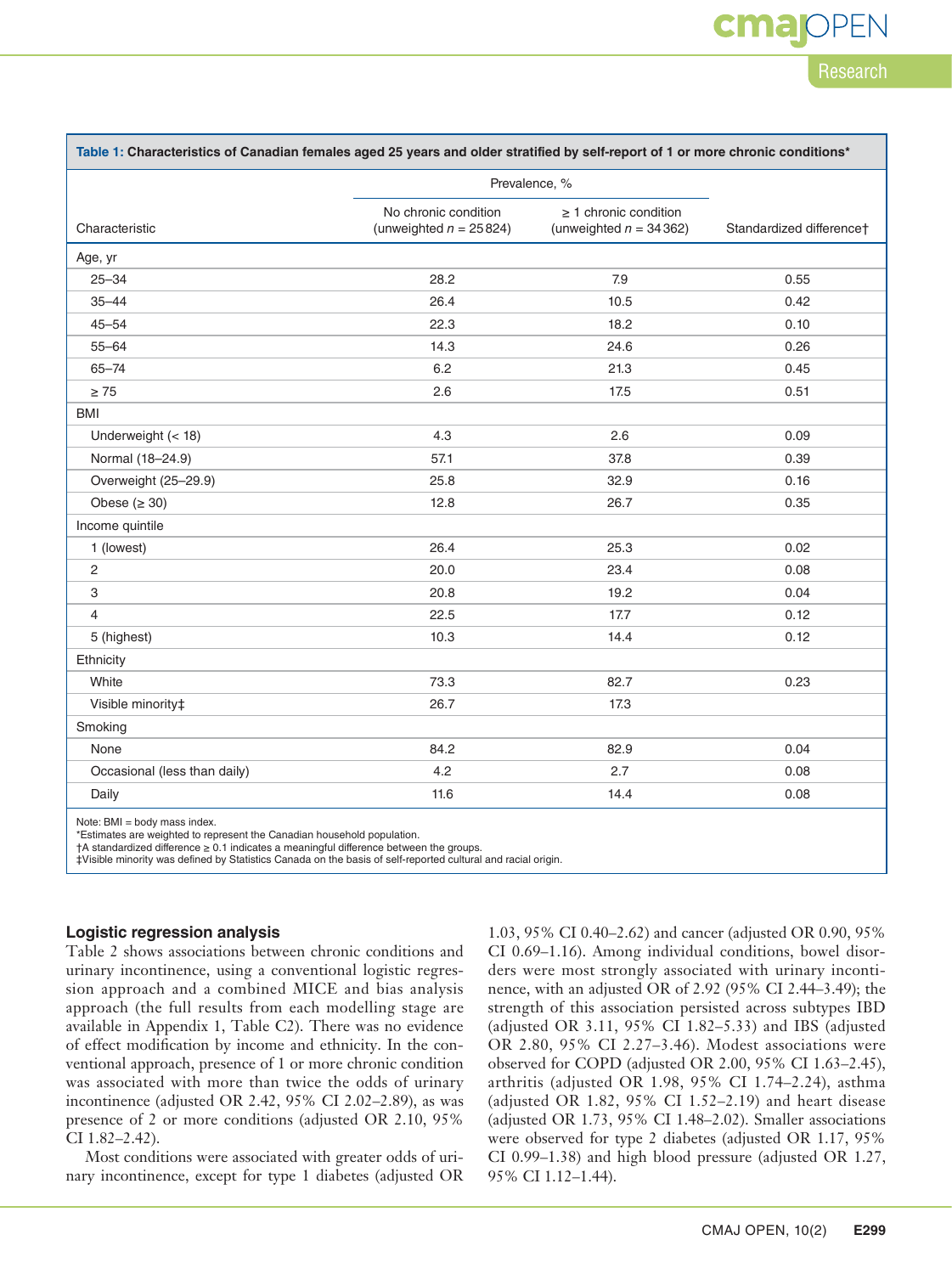**Table 1: Characteristics of Canadian females aged 25 years and older stratified by self-report of 1 or more chronic conditions***

| Characteristic | Prevalence, % | | Standardized difference† |
|---|---|---|---|
| | No chronic condition (unweighted *n* = 25 824) | ≥ 1 chronic condition (unweighted *n* = 34 362) | |
| **Age, yr** | | | |
| 25–34 | 28.2 | 7.9 | 0.55 |
| 35–44 | 26.4 | 10.5 | 0.42 |
| 45–54 | 22.3 | 18.2 | 0.10 |
| 55–64 | 14.3 | 24.6 | 0.26 |
| 65–74 | 6.2 | 21.3 | 0.45 |
| ≥ 75 | 2.6 | 17.5 | 0.51 |
| **BMI** | | | |
| Underweight (< 18) | 4.3 | 2.6 | 0.09 |
| Normal (18–24.9) | 57.1 | 37.8 | 0.39 |
| Overweight (25–29.9) | 25.8 | 32.9 | 0.16 |
| Obese (≥ 30) | 12.8 | 26.7 | 0.35 |
| **Income quintile** | | | |
| 1 (lowest) | 26.4 | 25.3 | 0.02 |
| 2 | 20.0 | 23.4 | 0.08 |
| 3 | 20.8 | 19.2 | 0.04 |
| 4 | 22.5 | 17.7 | 0.12 |
| 5 (highest) | 10.3 | 14.4 | 0.12 |
| **Ethnicity** | | | |
| White | 73.3 | 82.7 | 0.23 |
| Visible minority‡ | 26.7 | 17.3 | |
| **Smoking** | | | |
| None | 84.2 | 82.9 | 0.04 |
| Occasional (less than daily) | 4.2 | 2.7 | 0.08 |
| Daily | 11.6 | 14.4 | 0.08 |

Note: BMI = body mass index.
*Estimates are weighted to represent the Canadian household population.
†A standardized difference ≥ 0.1 indicates a meaningful difference between the groups.
‡Visible minority was defined by Statistics Canada on the basis of self-reported cultural and racial origin.

### Logistic regression analysis

Table 2 shows associations between chronic conditions and urinary incontinence, using a conventional logistic regression approach and a combined MICE and bias analysis approach (the full results from each modelling stage are available in Appendix 1, Table C2). There was no evidence of effect modification by income and ethnicity. In the conventional approach, presence of 1 or more chronic condition was associated with more than twice the odds of urinary incontinence (adjusted OR 2.42, 95% CI 2.02–2.89), as was presence of 2 or more conditions (adjusted OR 2.10, 95% CI 1.82–2.42).

Most conditions were associated with greater odds of urinary incontinence, except for type 1 diabetes (adjusted OR 1.03, 95% CI 0.40–2.62) and cancer (adjusted OR 0.90, 95% CI 0.69–1.16). Among individual conditions, bowel disorders were most strongly associated with urinary incontinence, with an adjusted OR of 2.92 (95% CI 2.44–3.49); the strength of this association persisted across subtypes IBD (adjusted OR 3.11, 95% CI 1.82–5.33) and IBS (adjusted OR 2.80, 95% CI 2.27–3.46). Modest associations were observed for COPD (adjusted OR 2.00, 95% CI 1.63–2.45), arthritis (adjusted OR 1.98, 95% CI 1.74–2.24), asthma (adjusted OR 1.82, 95% CI 1.52–2.19) and heart disease (adjusted OR 1.73, 95% CI 1.48–2.02). Smaller associations were observed for type 2 diabetes (adjusted OR 1.17, 95% CI 0.99–1.38) and high blood pressure (adjusted OR 1.27, 95% CI 1.12–1.44).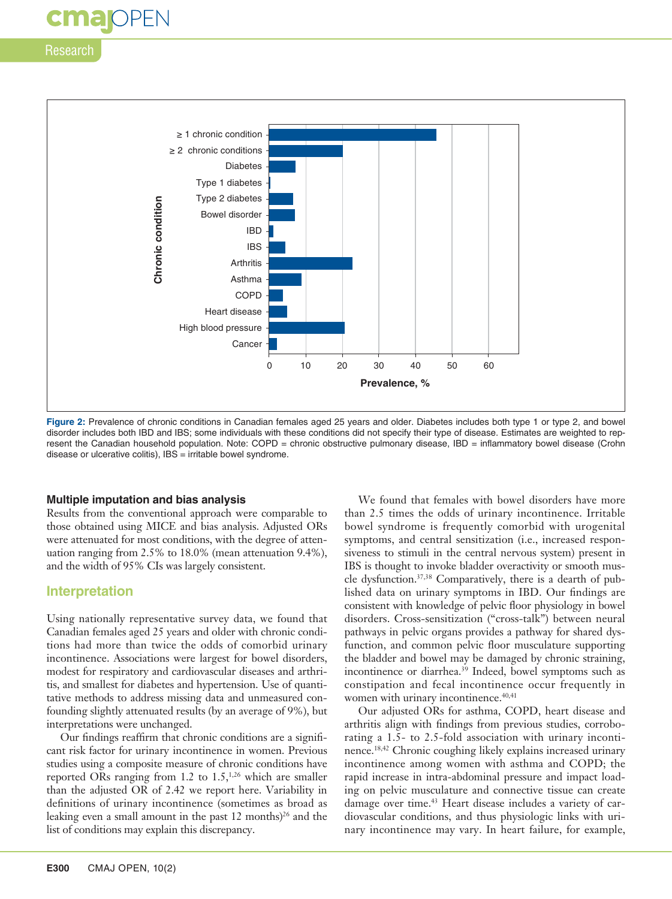Figure 2: Prevalence of chronic conditions in Canadian females aged 25 years and older. Diabetes includes both type 1 or type 2, and bowel disorder includes both IBD and IBS; some individuals with these conditions did not specify their type of disease. Estimates are weighted to represent the Canadian household population. Note: COPD = chronic obstructive pulmonary disease, IBD = inflammatory bowel disease (Crohn disease or ulcerative colitis), IBS = irritable bowel syndrome.

### Multiple imputation and bias analysis

Results from the conventional approach were comparable to those obtained using MICE and bias analysis. Adjusted ORs were attenuated for most conditions, with the degree of attenuation ranging from 2.5% to 18.0% (mean attenuation 9.4%), and the width of 95% CIs was largely consistent.

## Interpretation

Using nationally representative survey data, we found that Canadian females aged 25 years and older with chronic conditions had more than twice the odds of comorbid urinary incontinence. Associations were largest for bowel disorders, modest for respiratory and cardiovascular diseases and arthritis, and smallest for diabetes and hypertension. Use of quantitative methods to address missing data and unmeasured confounding slightly attenuated results (by an average of 9%), but interpretations were unchanged.

Our findings reaffirm that chronic conditions are a significant risk factor for urinary incontinence in women. Previous studies using a composite measure of chronic conditions have reported ORs ranging from 1.2 to 1.5,[1,26] which are smaller than the adjusted OR of 2.42 we report here. Variability in definitions of urinary incontinence (sometimes as broad as leaking even a small amount in the past 12 months)[26] and the list of conditions may explain this discrepancy.

We found that females with bowel disorders have more than 2.5 times the odds of urinary incontinence. Irritable bowel syndrome is frequently comorbid with urogenital symptoms, and central sensitization (i.e., increased responsiveness to stimuli in the central nervous system) present in IBS is thought to invoke bladder overactivity or smooth muscle dysfunction.[37,38] Comparatively, there is a dearth of published data on urinary symptoms in IBD. Our findings are consistent with knowledge of pelvic floor physiology in bowel disorders. Cross-sensitization ("cross-talk") between neural pathways in pelvic organs provides a pathway for shared dysfunction, and common pelvic floor musculature supporting the bladder and bowel may be damaged by chronic straining, incontinence or diarrhea.[39] Indeed, bowel symptoms such as constipation and fecal incontinence occur frequently in women with urinary incontinence.[40,41]

Our adjusted ORs for asthma, COPD, heart disease and arthritis align with findings from previous studies, corroborating a 1.5- to 2.5-fold association with urinary incontinence.[18,42] Chronic coughing likely explains increased urinary incontinence among women with asthma and COPD; the rapid increase in intra-abdominal pressure and impact loading on pelvic musculature and connective tissue can create damage over time.[43] Heart disease includes a variety of cardiovascular conditions, and thus physiologic links with urinary incontinence may vary. In heart failure, for example,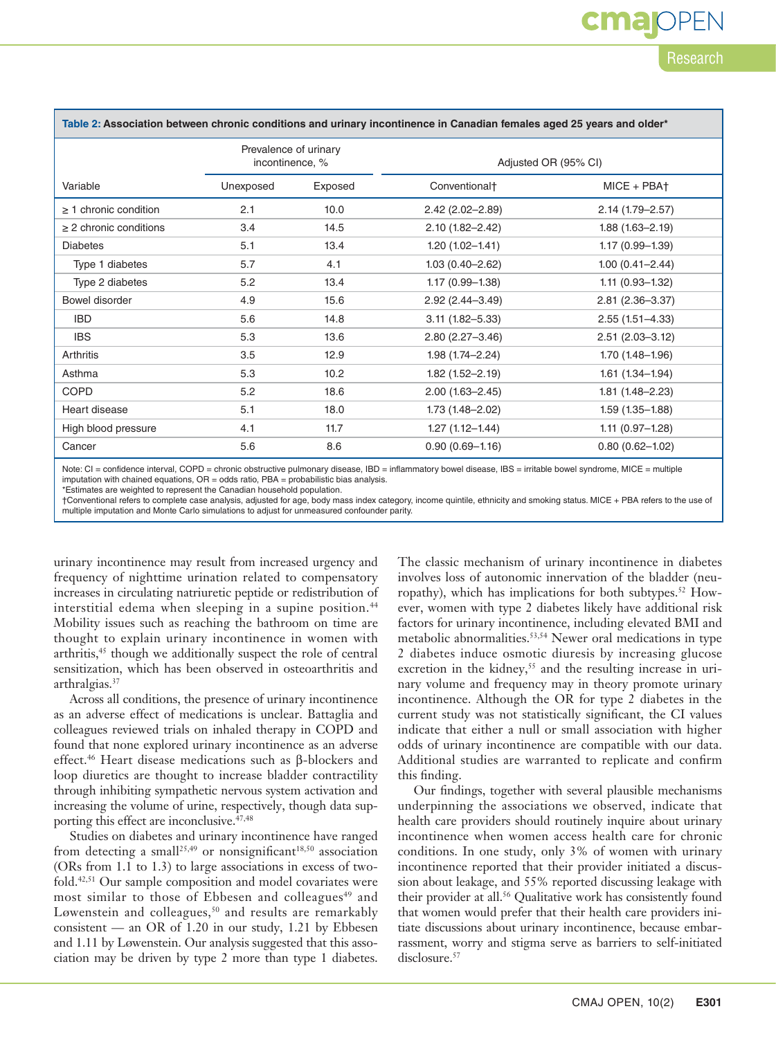**Table 2: Association between chronic conditions and urinary incontinence in Canadian females aged 25 years and older***

| Variable | Prevalence of urinary incontinence, % | | Adjusted OR (95% CI) | |
|---|---|---|---|---|
| | Unexposed | Exposed | Conventional† | MICE + PBA† |
| ≥ 1 chronic condition | 2.1 | 10.0 | 2.42 (2.02–2.89) | 2.14 (1.79–2.57) |
| ≥ 2 chronic conditions | 3.4 | 14.5 | 2.10 (1.82–2.42) | 1.88 (1.63–2.19) |
| Diabetes | 5.1 | 13.4 | 1.20 (1.02–1.41) | 1.17 (0.99–1.39) |
| Type 1 diabetes | 5.7 | 4.1 | 1.03 (0.40–2.62) | 1.00 (0.41–2.44) |
| Type 2 diabetes | 5.2 | 13.4 | 1.17 (0.99–1.38) | 1.11 (0.93–1.32) |
| Bowel disorder | 4.9 | 15.6 | 2.92 (2.44–3.49) | 2.81 (2.36–3.37) |
| IBD | 5.6 | 14.8 | 3.11 (1.82–5.33) | 2.55 (1.51–4.33) |
| IBS | 5.3 | 13.6 | 2.80 (2.27–3.46) | 2.51 (2.03–3.12) |
| Arthritis | 3.5 | 12.9 | 1.98 (1.74–2.24) | 1.70 (1.48–1.96) |
| Asthma | 5.3 | 10.2 | 1.82 (1.52–2.19) | 1.61 (1.34–1.94) |
| COPD | 5.2 | 18.6 | 2.00 (1.63–2.45) | 1.81 (1.48–2.23) |
| Heart disease | 5.1 | 18.0 | 1.73 (1.48–2.02) | 1.59 (1.35–1.88) |
| High blood pressure | 4.1 | 11.7 | 1.27 (1.12–1.44) | 1.11 (0.97–1.28) |
| Cancer | 5.6 | 8.6 | 0.90 (0.69–1.16) | 0.80 (0.62–1.02) |

Note: CI = confidence interval, COPD = chronic obstructive pulmonary disease, IBD = inflammatory bowel disease, IBS = irritable bowel syndrome, MICE = multiple imputation with chained equations, OR = odds ratio, PBA = probabilistic bias analysis.
*Estimates are weighted to represent the Canadian household population.
†Conventional refers to complete case analysis, adjusted for age, body mass index category, income quintile, ethnicity and smoking status. MICE + PBA refers to the use of multiple imputation and Monte Carlo simulations to adjust for unmeasured confounder parity.

urinary incontinence may result from increased urgency and frequency of nighttime urination related to compensatory increases in circulating natriuretic peptide or redistribution of interstitial edema when sleeping in a supine position.[44] Mobility issues such as reaching the bathroom on time are thought to explain urinary incontinence in women with arthritis,[45] though we additionally suspect the role of central sensitization, which has been observed in osteoarthritis and arthralgias.[37]

Across all conditions, the presence of urinary incontinence as an adverse effect of medications is unclear. Battaglia and colleagues reviewed trials on inhaled therapy in COPD and found that none explored urinary incontinence as an adverse effect.[46] Heart disease medications such as β-blockers and loop diuretics are thought to increase bladder contractility through inhibiting sympathetic nervous system activation and increasing the volume of urine, respectively, though data supporting this effect are inconclusive.[47,48]

Studies on diabetes and urinary incontinence have ranged from detecting a small[25,49] or nonsignificant[18,50] association (ORs from 1.1 to 1.3) to large associations in excess of twofold.[42,51] Our sample composition and model covariates were most similar to those of Ebbesen and colleagues[49] and Løwenstein and colleagues,[50] and results are remarkably consistent — an OR of 1.20 in our study, 1.21 by Ebbesen and 1.11 by Løwenstein. Our analysis suggested that this association may be driven by type 2 more than type 1 diabetes. The classic mechanism of urinary incontinence in diabetes involves loss of autonomic innervation of the bladder (neuropathy), which has implications for both subtypes.[52] However, women with type 2 diabetes likely have additional risk factors for urinary incontinence, including elevated BMI and metabolic abnormalities.[53,54] Newer oral medications in type 2 diabetes induce osmotic diuresis by increasing glucose excretion in the kidney,[55] and the resulting increase in urinary volume and frequency may in theory promote urinary incontinence. Although the OR for type 2 diabetes in the current study was not statistically significant, the CI values indicate that either a null or small association with higher odds of urinary incontinence are compatible with our data. Additional studies are warranted to replicate and confirm this finding.

Our findings, together with several plausible mechanisms underpinning the associations we observed, indicate that health care providers should routinely inquire about urinary incontinence when women access health care for chronic conditions. In one study, only 3% of women with urinary incontinence reported that their provider initiated a discussion about leakage, and 55% reported discussing leakage with their provider at all.[56] Qualitative work has consistently found that women would prefer that their health care providers initiate discussions about urinary incontinence, because embarrassment, worry and stigma serve as barriers to self-initiated disclosure.[57]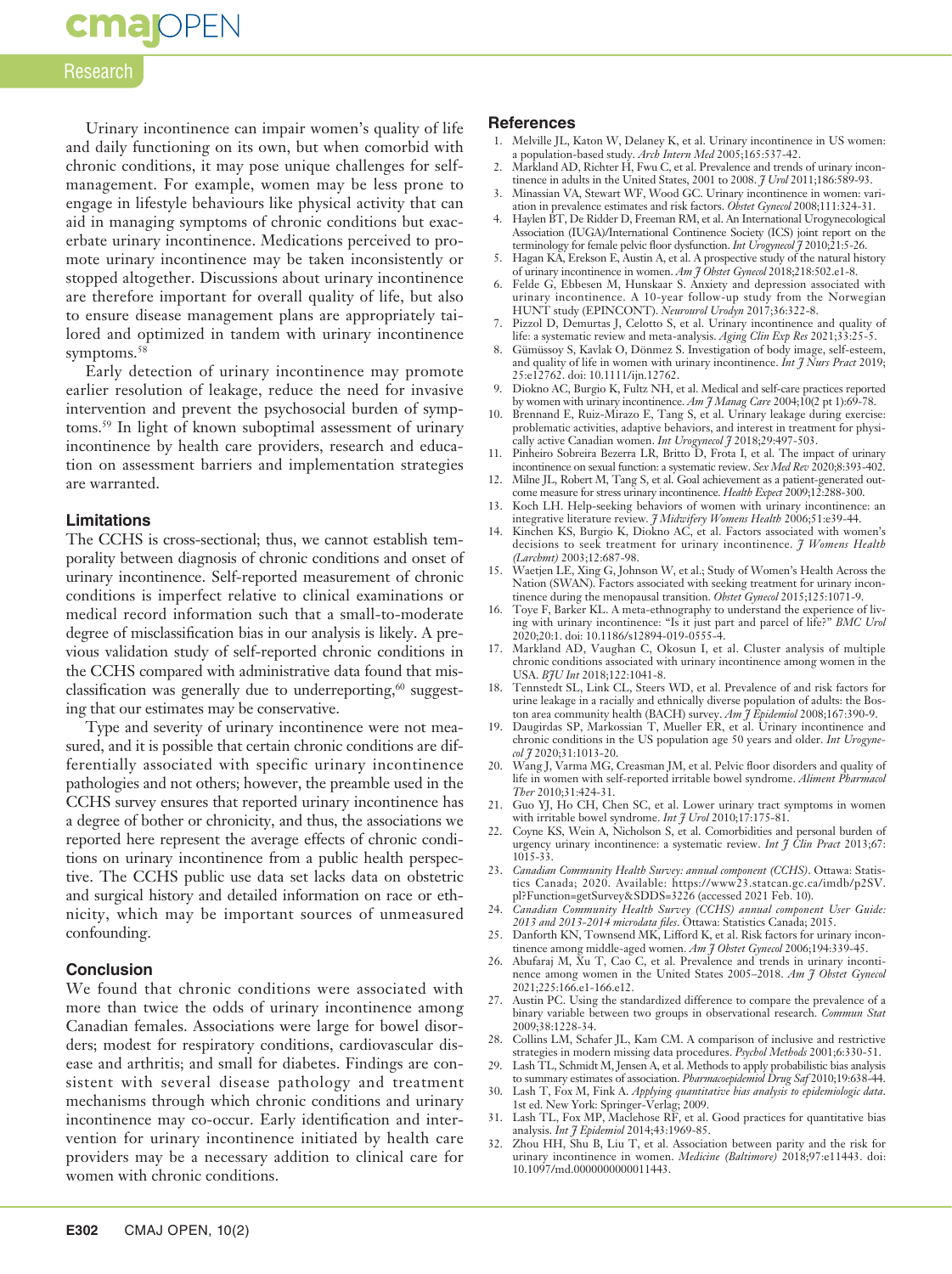Urinary incontinence can impair women's quality of life and daily functioning on its own, but when comorbid with chronic conditions, it may pose unique challenges for self-management. For example, women may be less prone to engage in lifestyle behaviours like physical activity that can aid in managing symptoms of chronic conditions but exacerbate urinary incontinence. Medications perceived to promote urinary incontinence may be taken inconsistently or stopped altogether. Discussions about urinary incontinence are therefore important for overall quality of life, but also to ensure disease management plans are appropriately tailored and optimized in tandem with urinary incontinence symptoms.[58]

Early detection of urinary incontinence may promote earlier resolution of leakage, reduce the need for invasive intervention and prevent the psychosocial burden of symptoms.[59] In light of known suboptimal assessment of urinary incontinence by health care providers, research and education on assessment barriers and implementation strategies are warranted.

### Limitations

The CCHS is cross-sectional; thus, we cannot establish temporality between diagnosis of chronic conditions and onset of urinary incontinence. Self-reported measurement of chronic conditions is imperfect relative to clinical examinations or medical record information such that a small-to-moderate degree of misclassification bias in our analysis is likely. A previous validation study of self-reported chronic conditions in the CCHS compared with administrative data found that misclassification was generally due to underreporting,[60] suggesting that our estimates may be conservative.

Type and severity of urinary incontinence were not measured, and it is possible that certain chronic conditions are differentially associated with specific urinary incontinence pathologies and not others; however, the preamble used in the CCHS survey ensures that reported urinary incontinence has a degree of bother or chronicity, and thus, the associations we reported here represent the average effects of chronic conditions on urinary incontinence from a public health perspective. The CCHS public use data set lacks data on obstetric and surgical history and detailed information on race or ethnicity, which may be important sources of unmeasured confounding.

### Conclusion

We found that chronic conditions were associated with more than twice the odds of urinary incontinence among Canadian females. Associations were large for bowel disorders; modest for respiratory conditions, cardiovascular disease and arthritis; and small for diabetes. Findings are consistent with several disease pathology and treatment mechanisms through which chronic conditions and urinary incontinence may co-occur. Early identification and intervention for urinary incontinence initiated by health care providers may be a necessary addition to clinical care for women with chronic conditions.

## References

1. Melville JL, Katon W, Delaney K, et al. Urinary incontinence in US women: a population-based study. *Arch Intern Med* 2005;165:537-42.
2. Markland AD, Richter H, Fwu C, et al. Prevalence and trends of urinary incontinence in adults in the United States, 2001 to 2008. *J Urol* 2011;186:589-93.
3. Minassian VA, Stewart WF, Wood GC. Urinary incontinence in women: variation in prevalence estimates and risk factors. *Obstet Gynecol* 2008;111:324-31.
4. Haylen BT, De Ridder D, Freeman RM, et al. An International Urogynecological Association (IUGA)/International Continence Society (ICS) joint report on the terminology for female pelvic floor dysfunction. *Int Urogynecol J* 2010;21:5-26.
5. Hagan KA, Erekson E, Austin A, et al. A prospective study of the natural history of urinary incontinence in women. *Am J Obstet Gynecol* 2018;218:502.e1-8.
6. Felde G, Ebbesen M, Hunskaar S. Anxiety and depression associated with urinary incontinence. A 10-year follow-up study from the Norwegian HUNT study (EPINCONT). *Neurourol Urodyn* 2017;36:322-8.
7. Pizzol D, Demurtas J, Celotto S, et al. Urinary incontinence and quality of life: a systematic review and meta-analysis. *Aging Clin Exp Res* 2021;33:25-5.
8. Gümüssoy S, Kavlak O, Dönmez S. Investigation of body image, self-esteem, and quality of life in women with urinary incontinence. *Int J Nurs Pract* 2019;25:e12762. doi: 10.1111/ijn.12762.
9. Diokno AC, Burgio K, Fultz NH, et al. Medical and self-care practices reported by women with urinary incontinence. *Am J Manag Care* 2004;10(2 pt 1):69-78.
10. Brennand E, Ruiz-Mirazo E, Tang S, et al. Urinary leakage during exercise: problematic activities, adaptive behaviors, and interest in treatment for physically active Canadian women. *Int Urogynecol J* 2018;29:497-503.
11. Pinheiro Sobreira Bezerra LR, Britto D, Frota I, et al. The impact of urinary incontinence on sexual function: a systematic review. *Sex Med Rev* 2020;8:393-402.
12. Milne JL, Robert M, Tang S, et al. Goal achievement as a patient-generated outcome measure for stress urinary incontinence. *Health Expect* 2009;12:288-300.
13. Koch LH. Help-seeking behaviors of women with urinary incontinence: an integrative literature review. *J Midwifery Womens Health* 2006;51:e39-44.
14. Kinchen KS, Burgio K, Diokno AC, et al. Factors associated with women's decisions to seek treatment for urinary incontinence. *J Womens Health (Larchmt)* 2003;12:687-98.
15. Waetjen LE, Xing G, Johnson W, et al.; Study of Women's Health Across the Nation (SWAN). Factors associated with seeking treatment for urinary incontinence during the menopausal transition. *Obstet Gynecol* 2015;125:1071-9.
16. Toye F, Barker KL. A meta-ethnography to understand the experience of living with urinary incontinence: "Is it just part and parcel of life?" *BMC Urol* 2020;20:1. doi: 10.1186/s12894-019-0555-4.
17. Markland AD, Vaughan C, Okosun I, et al. Cluster analysis of multiple chronic conditions associated with urinary incontinence among women in the USA. *BJU Int* 2018;122:1041-8.
18. Tennstedt SL, Link CL, Steers WD, et al. Prevalence of and risk factors for urine leakage in a racially and ethnically diverse population of adults: the Boston area community health (BACH) survey. *Am J Epidemiol* 2008;167:390-9.
19. Daugirdas SP, Markossian T, Mueller ER, et al. Urinary incontinence and chronic conditions in the US population age 50 years and older. *Int Urogynecol J* 2020;31:1013-20.
20. Wang J, Varma MG, Creasman JM, et al. Pelvic floor disorders and quality of life in women with self-reported irritable bowel syndrome. *Aliment Pharmacol Ther* 2010;31:424-31.
21. Guo YJ, Ho CH, Chen SC, et al. Lower urinary tract symptoms in women with irritable bowel syndrome. *Int J Urol* 2010;17:175-81.
22. Coyne KS, Wein A, Nicholson S, et al. Comorbidities and personal burden of urgency urinary incontinence: a systematic review. *Int J Clin Pract* 2013;67:1015-33.
23. *Canadian Community Health Survey: annual component (CCHS)*. Ottawa: Statistics Canada; 2020. Available: https://www23.statcan.gc.ca/imdb/p2SV.pl?Function=getSurvey&SDDS=3226 (accessed 2021 Feb. 10).
24. *Canadian Community Health Survey (CCHS) annual component User Guide: 2013 and 2013-2014 microdata files*. Ottawa: Statistics Canada; 2015.
25. Danforth KN, Townsend MK, Lifford K, et al. Risk factors for urinary incontinence among middle-aged women. *Am J Obstet Gynecol* 2006;194:339-45.
26. Abufaraj M, Xu T, Cao C, et al. Prevalence and trends in urinary incontinence among women in the United States 2005–2018. *Am J Obstet Gynecol* 2021;225:166.e1-166.e12.
27. Austin PC. Using the standardized difference to compare the prevalence of a binary variable between two groups in observational research. *Commun Stat* 2009;38:1228-34.
28. Collins LM, Schafer JL, Kam CM. A comparison of inclusive and restrictive strategies in modern missing data procedures. *Psychol Methods* 2001;6:330-51.
29. Lash TL, Schmidt M, Jensen A, et al. Methods to apply probabilistic bias analysis to summary estimates of association. *Pharmacoepidemiol Drug Saf* 2010;19:638-44.
30. Lash T, Fox M, Fink A. *Applying quantitative bias analysis to epidemiologic data*. 1st ed. New York: Springer-Verlag; 2009.
31. Lash TL, Fox MP, Maclehose RF, et al. Good practices for quantitative bias analysis. *Int J Epidemiol* 2014;43:1969-85.
32. Zhou HH, Shu B, Liu T, et al. Association between parity and the risk for urinary incontinence in women. *Medicine (Baltimore)* 2018;97:e11443. doi: 10.1097/md.0000000000011443.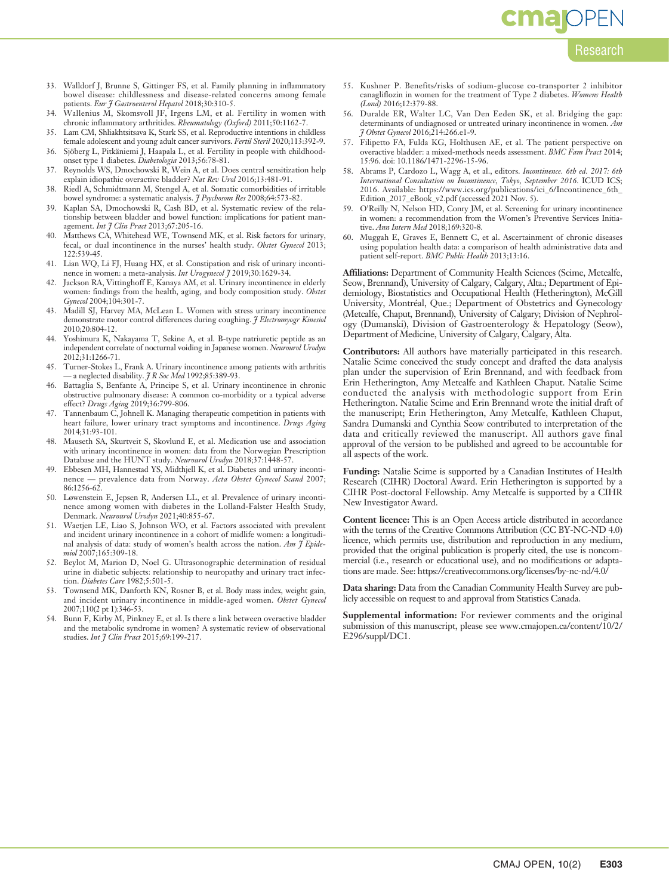33. Walldorf J, Brunne S, Gittinger FS, et al. Family planning in inflammatory bowel disease: childlessness and disease-related concerns among female patients. *Eur J Gastroenterol Hepatol* 2018;30:310-5.
34. Wallenius M, Skomsvoll JF, Irgens LM, et al. Fertility in women with chronic inflammatory arthritides. *Rheumatology (Oxford)* 2011;50:1162-7.
35. Lam CM, Shliakhtsitsava K, Stark SS, et al. Reproductive intentions in childless female adolescent and young adult cancer survivors. *Fertil Steril* 2020;113:392-9.
36. Sjöberg L, Pitkäniemi J, Haapala L, et al. Fertility in people with childhood-onset type 1 diabetes. *Diabetologia* 2013;56:78-81.
37. Reynolds WS, Dmochowski R, Wein A, et al. Does central sensitization help explain idiopathic overactive bladder? *Nat Rev Urol* 2016;13:481-91.
38. Riedl A, Schmidtmann M, Stengel A, et al. Somatic comorbidities of irritable bowel syndrome: a systematic analysis. *J Psychosom Res* 2008;64:573-82.
39. Kaplan SA, Dmochowski R, Cash BD, et al. Systematic review of the relationship between bladder and bowel function: implications for patient management. *Int J Clin Pract* 2013;67:205-16.
40. Matthews CA, Whitehead WE, Townsend MK, et al. Risk factors for urinary, fecal, or dual incontinence in the nurses' health study. *Obstet Gynecol* 2013; 122:539-45.
41. Lian WQ, Li FJ, Huang HX, et al. Constipation and risk of urinary incontinence in women: a meta-analysis. *Int Urogynecol J* 2019;30:1629-34.
42. Jackson RA, Vittinghoff E, Kanaya AM, et al. Urinary incontinence in elderly women: findings from the health, aging, and body composition study. *Obstet Gynecol* 2004;104:301-7.
43. Madill SJ, Harvey MA, McLean L. Women with stress urinary incontinence demonstrate motor control differences during coughing. *J Electromyogr Kinesiol* 2010;20:804-12.
44. Yoshimura K, Nakayama T, Sekine A, et al. B-type natriuretic peptide as an independent correlate of nocturnal voiding in Japanese women. *Neurourol Urodyn* 2012;31:1266-71.
45. Turner-Stokes L, Frank A. Urinary incontinence among patients with arthritis — a neglected disability. *J R Soc Med* 1992;85:389-93.
46. Battaglia S, Benfante A, Principe S, et al. Urinary incontinence in chronic obstructive pulmonary disease: A common co-morbidity or a typical adverse effect? *Drugs Aging* 2019;36:799-806.
47. Tannenbaum C, Johnell K. Managing therapeutic competition in patients with heart failure, lower urinary tract symptoms and incontinence. *Drugs Aging* 2014;31:93-101.
48. Mauseth SA, Skurtveit S, Skovlund E, et al. Medication use and association with urinary incontinence in women: data from the Norwegian Prescription Database and the HUNT study. *Neurourol Urodyn* 2018;37:1448-57.
49. Ebbesen MH, Hannestad YS, Midthjell K, et al. Diabetes and urinary incontinence — prevalence data from Norway. *Acta Obstet Gynecol Scand* 2007; 86:1256-62.
50. Løwenstein E, Jepsen R, Andersen LL, et al. Prevalence of urinary incontinence among women with diabetes in the Lolland-Falster Health Study, Denmark. *Neurourol Urodyn* 2021;40:855-67.
51. Waetjen LE, Liao S, Johnson WO, et al. Factors associated with prevalent and incident urinary incontinence in a cohort of midlife women: a longitudinal analysis of data: study of women's health across the nation. *Am J Epidemiol* 2007;165:309-18.
52. Beylot M, Marion D, Noel G. Ultrasonographic determination of residual urine in diabetic subjects: relationship to neuropathy and urinary tract infection. *Diabetes Care* 1982;5:501-5.
53. Townsend MK, Danforth KN, Rosner B, et al. Body mass index, weight gain, and incident urinary incontinence in middle-aged women. *Obstet Gynecol* 2007;110(2 pt 1):346-53.
54. Bunn F, Kirby M, Pinkney E, et al. Is there a link between overactive bladder and the metabolic syndrome in women? A systematic review of observational studies. *Int J Clin Pract* 2015;69:199-217.
55. Kushner P. Benefits/risks of sodium-glucose co-transporter 2 inhibitor canagliflozin in women for the treatment of Type 2 diabetes. *Womens Health (Lond)* 2016;12:379-88.
56. Duralde ER, Walter LC, Van Den Eeden SK, et al. Bridging the gap: determinants of undiagnosed or untreated urinary incontinence in women. *Am J Obstet Gynecol* 2016;214:266.e1-9.
57. Filipetto FA, Fulda KG, Holthusen AE, et al. The patient perspective on overactive bladder: a mixed-methods needs assessment. *BMC Fam Pract* 2014; 15:96. doi: 10.1186/1471-2296-15-96.
58. Abrams P, Cardozo L, Wagg A, et al., editors. *Incontinence. 6th ed. 2017: 6th International Consultation on Incontinence, Tokyo, September 2016.* ICUD ICS; 2016. Available: https://www.ics.org/publications/ici_6/Incontinence_6th_Edition_2017_eBook_v2.pdf (accessed 2021 Nov. 5).
59. O'Reilly N, Nelson HD, Conry JM, et al. Screening for urinary incontinence in women: a recommendation from the Women's Preventive Services Initiative. *Ann Intern Med* 2018;169:320-8.
60. Muggah E, Graves E, Bennett C, et al. Ascertainment of chronic diseases using population health data: a comparison of health administrative data and patient self-report. *BMC Public Health* 2013;13:16.

**Affiliations:** Department of Community Health Sciences (Scime, Metcalfe, Seow, Brennand), University of Calgary, Calgary, Alta.; Department of Epidemiology, Biostatistics and Occupational Health (Hetherington), McGill University, Montréal, Que.; Department of Obstetrics and Gynecology (Metcalfe, Chaput, Brennand), University of Calgary; Division of Nephrology (Dumanski), Division of Gastroenterology & Hepatology (Seow), Department of Medicine, University of Calgary, Calgary, Alta.

**Contributors:** All authors have materially participated in this research. Natalie Scime conceived the study concept and drafted the data analysis plan under the supervision of Erin Brennand, and with feedback from Erin Hetherington, Amy Metcalfe and Kathleen Chaput. Natalie Scime conducted the analysis with methodologic support from Erin Hetherington. Natalie Scime and Erin Brennand wrote the initial draft of the manuscript; Erin Hetherington, Amy Metcalfe, Kathleen Chaput, Sandra Dumanski and Cynthia Seow contributed to interpretation of the data and critically reviewed the manuscript. All authors gave final approval of the version to be published and agreed to be accountable for all aspects of the work.

**Funding:** Natalie Scime is supported by a Canadian Institutes of Health Research (CIHR) Doctoral Award. Erin Hetherington is supported by a CIHR Post-doctoral Fellowship. Amy Metcalfe is supported by a CIHR New Investigator Award.

**Content licence:** This is an Open Access article distributed in accordance with the terms of the Creative Commons Attribution (CC BY-NC-ND 4.0) licence, which permits use, distribution and reproduction in any medium, provided that the original publication is properly cited, the use is noncommercial (i.e., research or educational use), and no modifications or adaptations are made. See: https://creativecommons.org/licenses/by-nc-nd/4.0/

**Data sharing:** Data from the Canadian Community Health Survey are publicly accessible on request to and approval from Statistics Canada.

**Supplemental information:** For reviewer comments and the original submission of this manuscript, please see www.cmajopen.ca/content/10/2/E296/suppl/DC1.